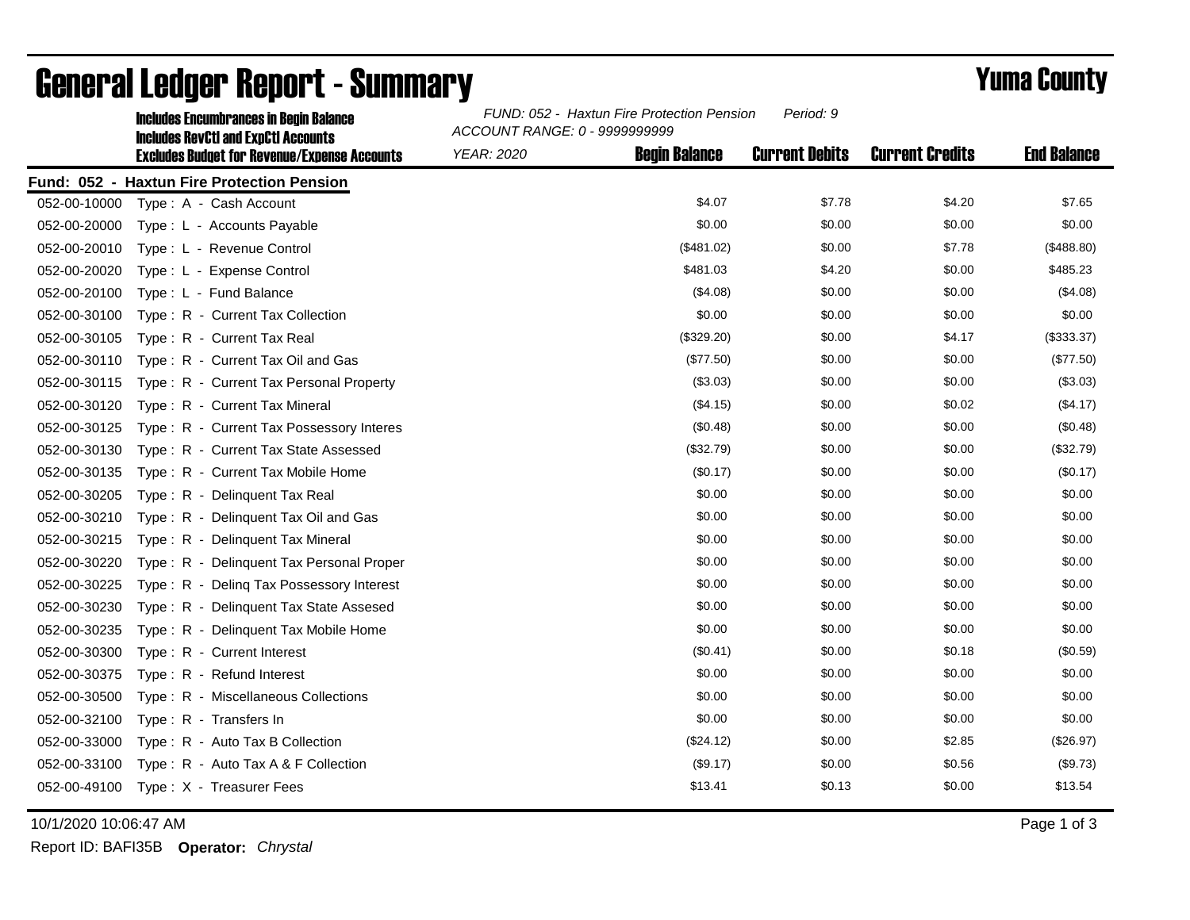# General Ledger Report - Summary

## Yuma County

**Includes Encumbrances in Begin Balance**
**Includes RevCtl and ExpCtl Accounts**
**Excludes Budget for Revenue/Expense Accounts**

*FUND: 052 - Haxtun Fire Protection Pension* *Period: 9*
*ACCOUNT RANGE: 0 - 9999999999*
*YEAR: 2020*

**Fund: 052 - Haxtun Fire Protection Pension**

| Account | Description | Begin Balance | Current Debits | Current Credits | End Balance |
|---|---|---|---|---|---|
| 052-00-10000 | Type : A - Cash Account | $4.07 | $7.78 | $4.20 | $7.65 |
| 052-00-20000 | Type : L - Accounts Payable | $0.00 | $0.00 | $0.00 | $0.00 |
| 052-00-20010 | Type : L - Revenue Control | ($481.02) | $0.00 | $7.78 | ($488.80) |
| 052-00-20020 | Type : L - Expense Control | $481.03 | $4.20 | $0.00 | $485.23 |
| 052-00-20100 | Type : L - Fund Balance | ($4.08) | $0.00 | $0.00 | ($4.08) |
| 052-00-30100 | Type : R - Current Tax Collection | $0.00 | $0.00 | $0.00 | $0.00 |
| 052-00-30105 | Type : R - Current Tax Real | ($329.20) | $0.00 | $4.17 | ($333.37) |
| 052-00-30110 | Type : R - Current Tax Oil and Gas | ($77.50) | $0.00 | $0.00 | ($77.50) |
| 052-00-30115 | Type : R - Current Tax Personal Property | ($3.03) | $0.00 | $0.00 | ($3.03) |
| 052-00-30120 | Type : R - Current Tax Mineral | ($4.15) | $0.00 | $0.02 | ($4.17) |
| 052-00-30125 | Type : R - Current Tax Possessory Interes | ($0.48) | $0.00 | $0.00 | ($0.48) |
| 052-00-30130 | Type : R - Current Tax State Assessed | ($32.79) | $0.00 | $0.00 | ($32.79) |
| 052-00-30135 | Type : R - Current Tax Mobile Home | ($0.17) | $0.00 | $0.00 | ($0.17) |
| 052-00-30205 | Type : R - Delinquent Tax Real | $0.00 | $0.00 | $0.00 | $0.00 |
| 052-00-30210 | Type : R - Delinquent Tax Oil and Gas | $0.00 | $0.00 | $0.00 | $0.00 |
| 052-00-30215 | Type : R - Delinquent Tax Mineral | $0.00 | $0.00 | $0.00 | $0.00 |
| 052-00-30220 | Type : R - Delinquent Tax Personal Proper | $0.00 | $0.00 | $0.00 | $0.00 |
| 052-00-30225 | Type : R - Delinq Tax Possessory Interest | $0.00 | $0.00 | $0.00 | $0.00 |
| 052-00-30230 | Type : R - Delinquent Tax State Assesed | $0.00 | $0.00 | $0.00 | $0.00 |
| 052-00-30235 | Type : R - Delinquent Tax Mobile Home | $0.00 | $0.00 | $0.00 | $0.00 |
| 052-00-30300 | Type : R - Current Interest | ($0.41) | $0.00 | $0.18 | ($0.59) |
| 052-00-30375 | Type : R - Refund Interest | $0.00 | $0.00 | $0.00 | $0.00 |
| 052-00-30500 | Type : R - Miscellaneous Collections | $0.00 | $0.00 | $0.00 | $0.00 |
| 052-00-32100 | Type : R - Transfers In | $0.00 | $0.00 | $0.00 | $0.00 |
| 052-00-33000 | Type : R - Auto Tax B Collection | ($24.12) | $0.00 | $2.85 | ($26.97) |
| 052-00-33100 | Type : R - Auto Tax A & F Collection | ($9.17) | $0.00 | $0.56 | ($9.73) |
| 052-00-49100 | Type : X - Treasurer Fees | $13.41 | $0.13 | $0.00 | $13.54 |

10/1/2020 10:06:47 AM

Report ID: BAFI35B **Operator:** *Chrystal*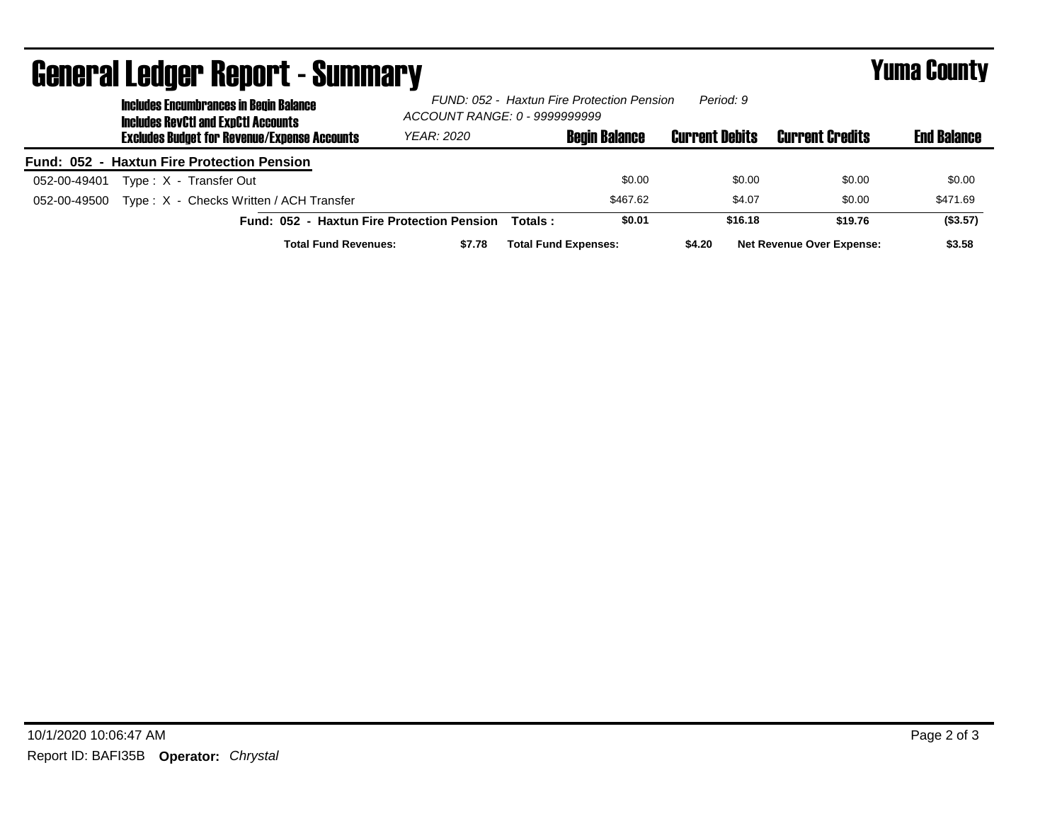# General Ledger Report - Summary

## Yuma County

**Includes Encumbrances in Begin Balance**
**Includes RevCtl and ExpCtl Accounts**
**Excludes Budget for Revenue/Expense Accounts**

*FUND: 052 - Haxtun Fire Protection Pension* *Period: 9*
*ACCOUNT RANGE: 0 - 9999999999*
*YEAR: 2020*

| | | Begin Balance | Current Debits | Current Credits | End Balance |
|---|---|---|---|---|---|
| **Fund: 052 - Haxtun Fire Protection Pension** | | | | | |
| 052-00-49401 | Type : X - Transfer Out | $0.00 | $0.00 | $0.00 | $0.00 |
| 052-00-49500 | Type : X - Checks Written / ACH Transfer | $467.62 | $4.07 | $0.00 | $471.69 |
| | **Fund: 052 - Haxtun Fire Protection Pension Totals :** | **$0.01** | **$16.18** | **$19.76** | **($3.57)** |

**Total Fund Revenues:** **$7.78** **Total Fund Expenses:** **$4.20** **Net Revenue Over Expense:** **$3.58**

10/1/2020 10:06:47 AM

Report ID: BAFI35B **Operator:** *Chrystal*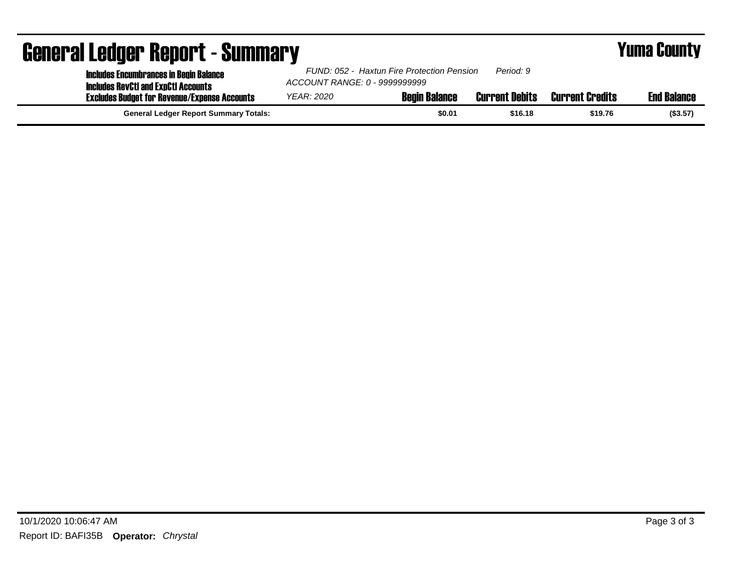# General Ledger Report - Summary

## Yuma County

**Includes Encumbrances in Begin Balance**
**Includes RevCtl and ExpCtl Accounts**
**Excludes Budget for Revenue/Expense Accounts**

*FUND: 052 - Haxtun Fire Protection Pension* *Period: 9*
*ACCOUNT RANGE: 0 - 9999999999*
*YEAR: 2020*

| | Begin Balance | Current Debits | Current Credits | End Balance |
|---|---|---|---|---|
| **General Ledger Report Summary Totals:** | **$0.01** | **$16.18** | **$19.76** | **($3.57)** |

10/1/2020 10:06:47 AM

Report ID: BAFI35B **Operator:** *Chrystal*